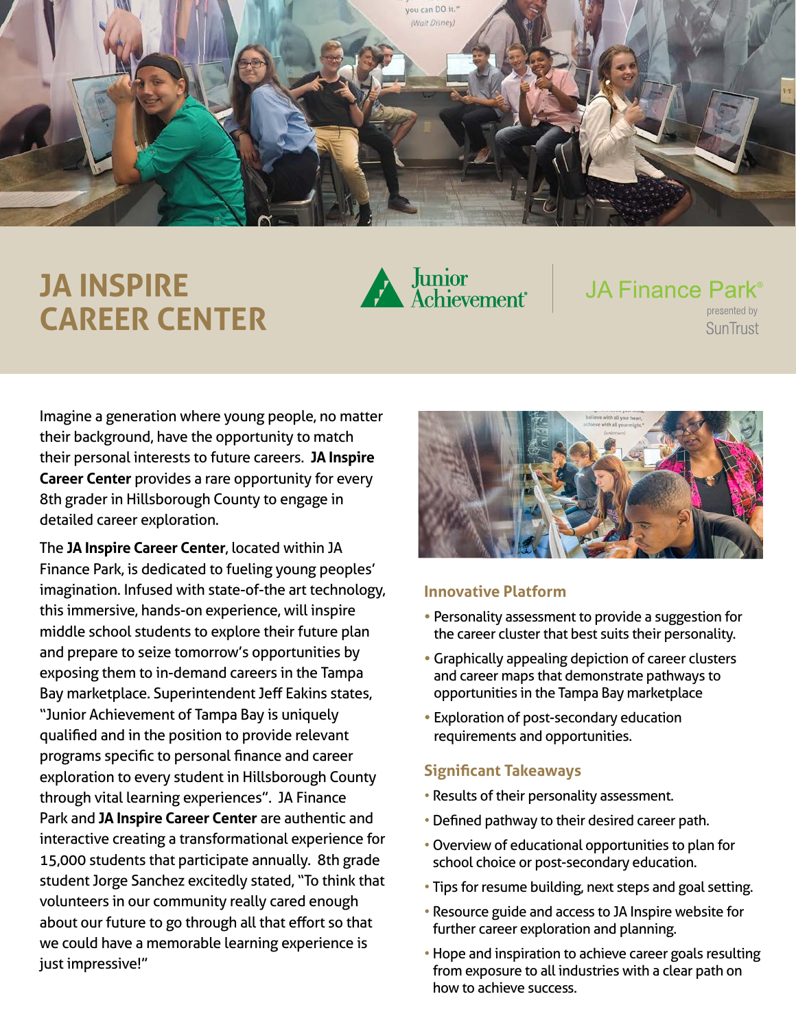# JA INSPIRE CAREER CENTER

Junior Achievement

JA Finance Park® presented by SunTrust

Imagine a generation where young people, no matter their background, have the opportunity to match their personal interests to future careers. **JA Inspire Career Center** provides a rare opportunity for every 8th grader in Hillsborough County to engage in detailed career exploration.

The **JA Inspire Career Center**, located within JA Finance Park, is dedicated to fueling young peoples' imagination. Infused with state-of-the art technology, this immersive, hands-on experience, will inspire middle school students to explore their future plan and prepare to seize tomorrow's opportunities by exposing them to in-demand careers in the Tampa Bay marketplace. Superintendent Jeff Eakins states, "Junior Achievement of Tampa Bay is uniquely qualified and in the position to provide relevant programs specific to personal finance and career exploration to every student in Hillsborough County through vital learning experiences". JA Finance Park and **JA Inspire Career Center** are authentic and interactive creating a transformational experience for 15,000 students that participate annually. 8th grade student Jorge Sanchez excitedly stated, "To think that volunteers in our community really cared enough about our future to go through all that effort so that we could have a memorable learning experience is just impressive!"

### Innovative Platform

- Personality assessment to provide a suggestion for the career cluster that best suits their personality.
- Graphically appealing depiction of career clusters and career maps that demonstrate pathways to opportunities in the Tampa Bay marketplace
- Exploration of post-secondary education requirements and opportunities.

### Significant Takeaways

- Results of their personality assessment.
- Defined pathway to their desired career path.
- Overview of educational opportunities to plan for school choice or post-secondary education.
- Tips for resume building, next steps and goal setting.
- Resource guide and access to JA Inspire website for further career exploration and planning.
- Hope and inspiration to achieve career goals resulting from exposure to all industries with a clear path on how to achieve success.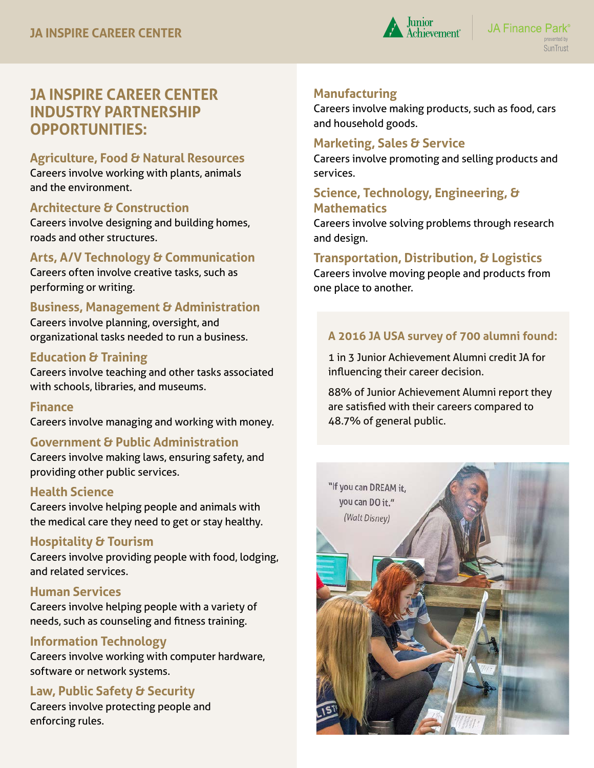# JA INSPIRE CAREER CENTER INDUSTRY PARTNERSHIP OPPORTUNITIES:

### Agriculture, Food & Natural Resources
Careers involve working with plants, animals and the environment.

### Architecture & Construction
Careers involve designing and building homes, roads and other structures.

### Arts, A/V Technology & Communication
Careers often involve creative tasks, such as performing or writing.

### Business, Management & Administration
Careers involve planning, oversight, and organizational tasks needed to run a business.

### Education & Training
Careers involve teaching and other tasks associated with schools, libraries, and museums.

### Finance
Careers involve managing and working with money.

### Government & Public Administration
Careers involve making laws, ensuring safety, and providing other public services.

### Health Science
Careers involve helping people and animals with the medical care they need to get or stay healthy.

### Hospitality & Tourism
Careers involve providing people with food, lodging, and related services.

### Human Services
Careers involve helping people with a variety of needs, such as counseling and fitness training.

### Information Technology
Careers involve working with computer hardware, software or network systems.

### Law, Public Safety & Security
Careers involve protecting people and enforcing rules.

### Manufacturing
Careers involve making products, such as food, cars and household goods.

### Marketing, Sales & Service
Careers involve promoting and selling products and services.

### Science, Technology, Engineering, & Mathematics
Careers involve solving problems through research and design.

### Transportation, Distribution, & Logistics
Careers involve moving people and products from one place to another.

### A 2016 JA USA survey of 700 alumni found:

1 in 3 Junior Achievement Alumni credit JA for influencing their career decision.

88% of Junior Achievement Alumni report they are satisfied with their careers compared to 48.7% of general public.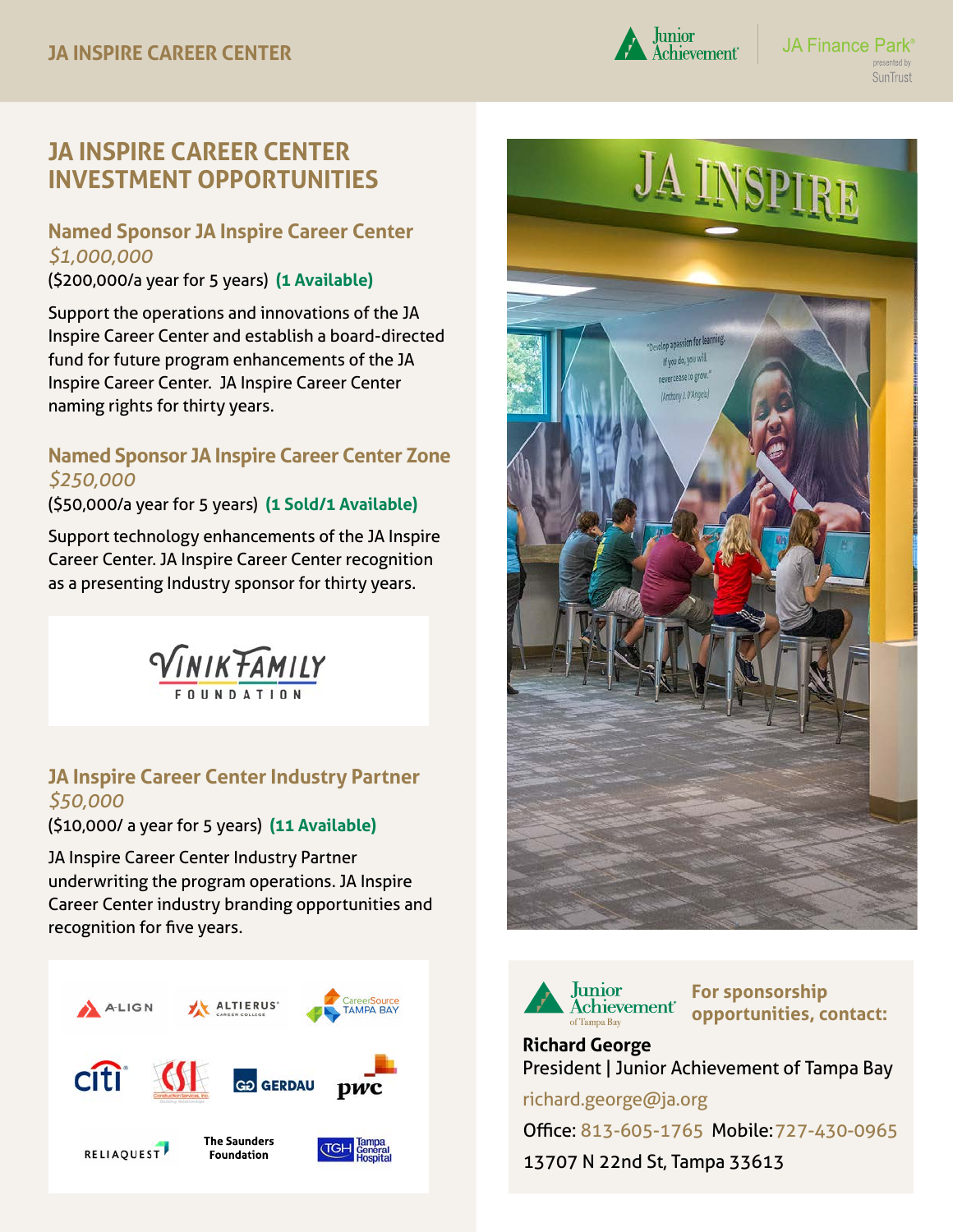# JA INSPIRE CAREER CENTER INVESTMENT OPPORTUNITIES

## Named Sponsor JA Inspire Career Center

*$1,000,000*

($200,000/a year for 5 years) **(1 Available)**

Support the operations and innovations of the JA Inspire Career Center and establish a board-directed fund for future program enhancements of the JA Inspire Career Center. JA Inspire Career Center naming rights for thirty years.

## Named Sponsor JA Inspire Career Center Zone

*$250,000*

($50,000/a year for 5 years) **(1 Sold/1 Available)**

Support technology enhancements of the JA Inspire Career Center. JA Inspire Career Center recognition as a presenting Industry sponsor for thirty years.

VINIK FAMILY FOUNDATION

## JA Inspire Career Center Industry Partner

*$50,000*

($10,000/ a year for 5 years) **(11 Available)**

JA Inspire Career Center Industry Partner underwriting the program operations. JA Inspire Career Center industry branding opportunities and recognition for five years.

ALIGN | ALTIERUS Career College | CareerSource Tampa Bay | Citi | CSI Construction Services, Inc. | GERDAU | pwc | RELIAQUEST | The Saunders Foundation | TGH Tampa General Hospital

Junior Achievement of Tampa Bay

**For sponsorship opportunities, contact:**

**Richard George**
President | Junior Achievement of Tampa Bay

richard.george@ja.org

Office: 813-605-1765 Mobile: 727-430-0965

13707 N 22nd St, Tampa 33613